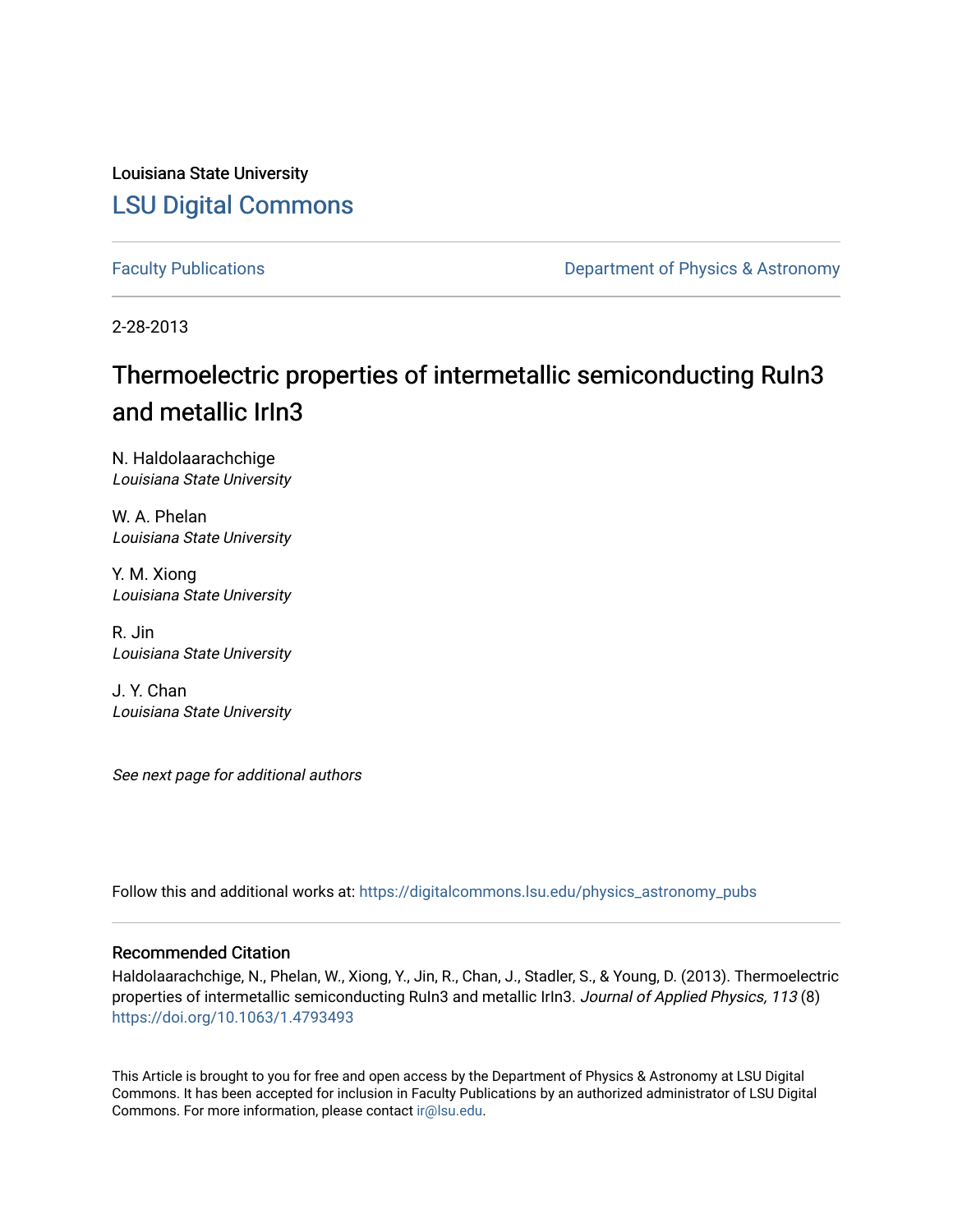Louisiana State University

# LSU Digital Commons

Faculty Publications | Department of Physics & Astronomy

2-28-2013

# Thermoelectric properties of intermetallic semiconducting RuIn3 and metallic IrIn3

N. Haldolaarachchige
*Louisiana State University*

W. A. Phelan
*Louisiana State University*

Y. M. Xiong
*Louisiana State University*

R. Jin
*Louisiana State University*

J. Y. Chan
*Louisiana State University*

*See next page for additional authors*

Follow this and additional works at: https://digitalcommons.lsu.edu/physics_astronomy_pubs

## Recommended Citation

Haldolaarachchige, N., Phelan, W., Xiong, Y., Jin, R., Chan, J., Stadler, S., & Young, D. (2013). Thermoelectric properties of intermetallic semiconducting RuIn3 and metallic IrIn3. *Journal of Applied Physics, 113* (8) https://doi.org/10.1063/1.4793493

This Article is brought to you for free and open access by the Department of Physics & Astronomy at LSU Digital Commons. It has been accepted for inclusion in Faculty Publications by an authorized administrator of LSU Digital Commons. For more information, please contact ir@lsu.edu.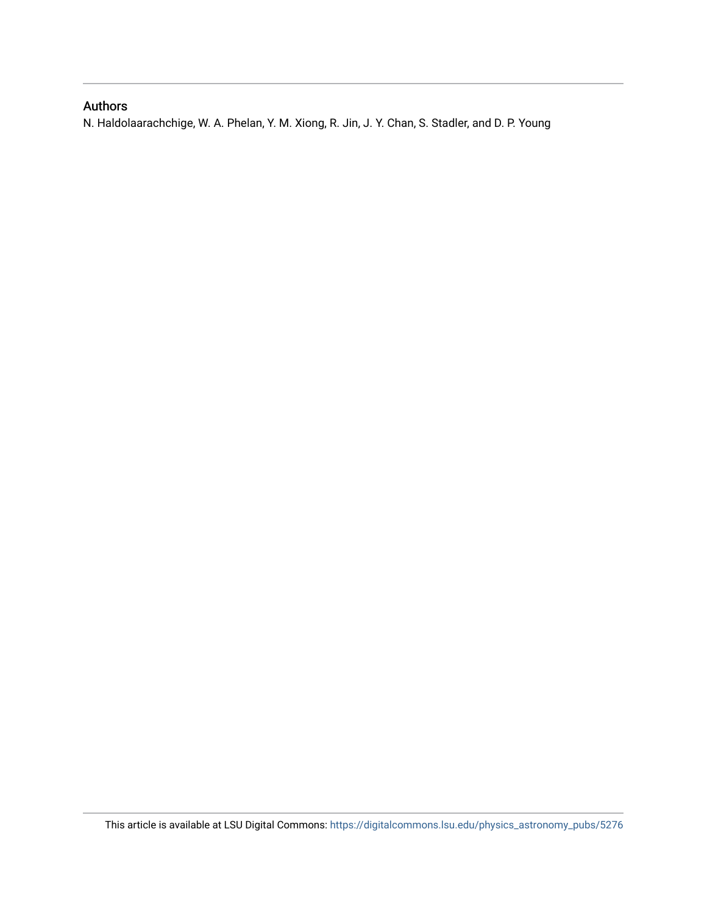## Authors

N. Haldolaarachchige, W. A. Phelan, Y. M. Xiong, R. Jin, J. Y. Chan, S. Stadler, and D. P. Young

This article is available at LSU Digital Commons: https://digitalcommons.lsu.edu/physics_astronomy_pubs/5276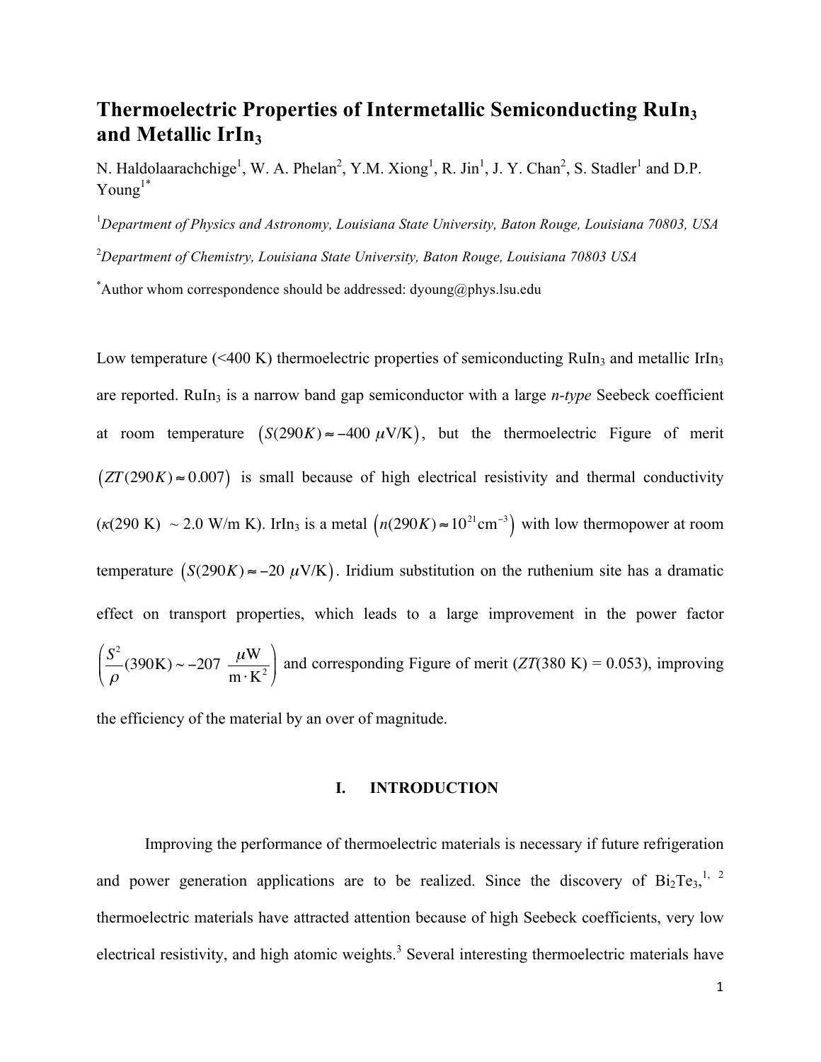# Thermoelectric Properties of Intermetallic Semiconducting $RuIn_3$ and Metallic $IrIn_3$

N. Haldolaarachchige[1], W. A. Phelan[2], Y.M. Xiong[1], R. Jin[1], J. Y. Chan[2], S. Stadler[1] and D.P. Young[1*]

[1]*Department of Physics and Astronomy, Louisiana State University, Baton Rouge, Louisiana 70803, USA*

[2]*Department of Chemistry, Louisiana State University, Baton Rouge, Louisiana 70803 USA*

[*]Author whom correspondence should be addressed: dyoung@phys.lsu.edu

Low temperature (<400 K) thermoelectric properties of semiconducting $RuIn_3$ and metallic $IrIn_3$ are reported. $RuIn_3$ is a narrow band gap semiconductor with a large *n-type* Seebeck coefficient at room temperature $\left(S(290K) \approx -400\ \mu\text{V/K}\right)$, but the thermoelectric Figure of merit $\left(ZT(290K) \approx 0.007\right)$ is small because of high electrical resistivity and thermal conductivity ($\kappa$(290 K) ~ 2.0 W/m K). $IrIn_3$ is a metal $\left(n(290K) \approx 10^{21}\text{cm}^{-3}\right)$ with low thermopower at room temperature $\left(S(290K) \approx -20\ \mu\text{V/K}\right)$. Iridium substitution on the ruthenium site has a dramatic effect on transport properties, which leads to a large improvement in the power factor $\left(\frac{S^2}{\rho}(390\text{K}) \sim -207\ \frac{\mu\text{W}}{\text{m}\cdot\text{K}^2}\right)$ and corresponding Figure of merit ($ZT$(380 K) = 0.053), improving the efficiency of the material by an over of magnitude.

## I. INTRODUCTION

Improving the performance of thermoelectric materials is necessary if future refrigeration and power generation applications are to be realized. Since the discovery of $Bi_2Te_3$,[1, 2] thermoelectric materials have attracted attention because of high Seebeck coefficients, very low electrical resistivity, and high atomic weights.[3] Several interesting thermoelectric materials have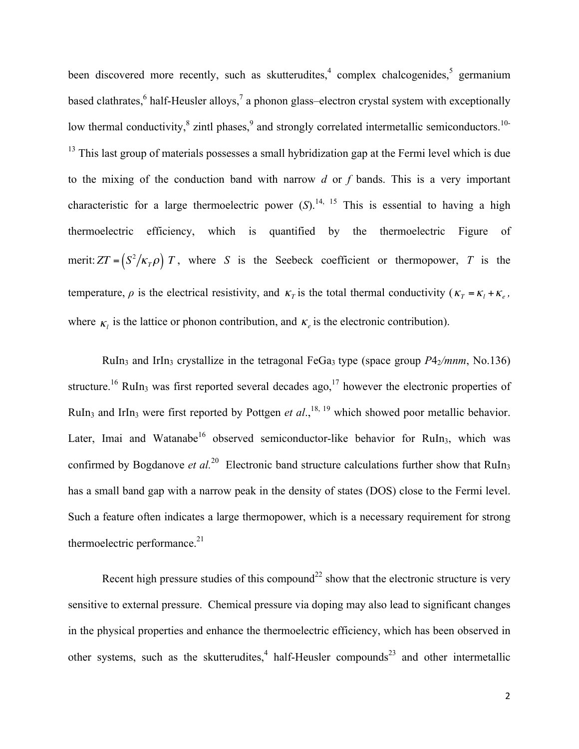been discovered more recently, such as skutterudites,[4] complex chalcogenides,[5] germanium based clathrates,[6] half-Heusler alloys,[7] a phonon glass–electron crystal system with exceptionally low thermal conductivity,[8] zintl phases,[9] and strongly correlated intermetallic semiconductors.[10-13] This last group of materials possesses a small hybridization gap at the Fermi level which is due to the mixing of the conduction band with narrow *d* or *f* bands. This is a very important characteristic for a large thermoelectric power (*S*).[14, 15] This is essential to having a high thermoelectric efficiency, which is quantified by the thermoelectric Figure of merit: $ZT = \left(S^2/\kappa_T \rho\right) T$, where $S$ is the Seebeck coefficient or thermopower, $T$ is the temperature, $\rho$ is the electrical resistivity, and $\kappa_T$ is the total thermal conductivity ($\kappa_T = \kappa_l + \kappa_e$, where $\kappa_l$ is the lattice or phonon contribution, and $\kappa_e$ is the electronic contribution).

$RuIn_3$ and $IrIn_3$ crystallize in the tetragonal $FeGa_3$ type (space group $P4_2/mnm$, No.136) structure.[16] $RuIn_3$ was first reported several decades ago,[17] however the electronic properties of $RuIn_3$ and $IrIn_3$ were first reported by Pottgen *et al*.,[18, 19] which showed poor metallic behavior. Later, Imai and Watanabe[16] observed semiconductor-like behavior for $RuIn_3$, which was confirmed by Bogdanove *et al.*[20] Electronic band structure calculations further show that $RuIn_3$ has a small band gap with a narrow peak in the density of states (DOS) close to the Fermi level. Such a feature often indicates a large thermopower, which is a necessary requirement for strong thermoelectric performance.[21]

Recent high pressure studies of this compound[22] show that the electronic structure is very sensitive to external pressure. Chemical pressure via doping may also lead to significant changes in the physical properties and enhance the thermoelectric efficiency, which has been observed in other systems, such as the skutterudites,[4] half-Heusler compounds[23] and other intermetallic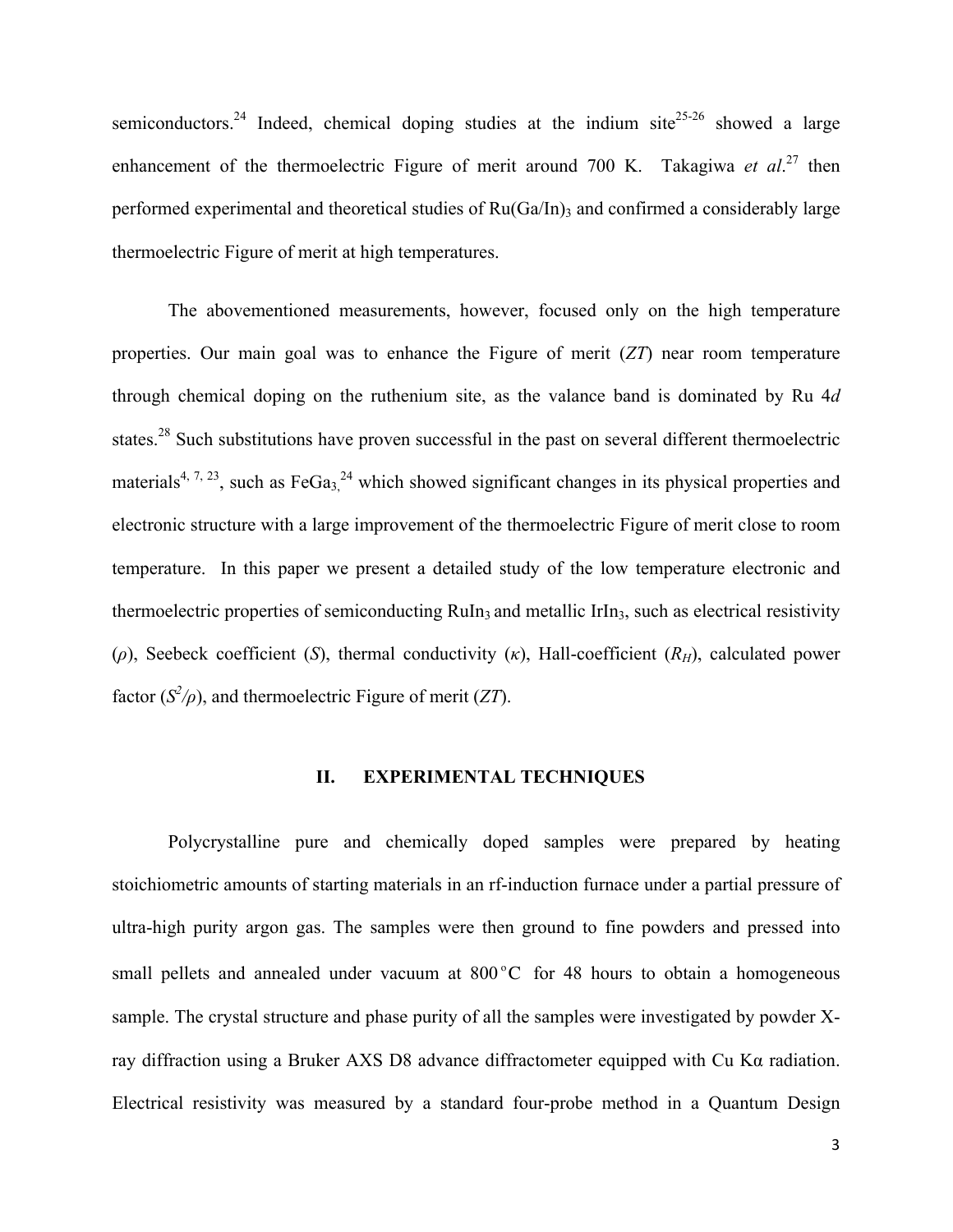semiconductors.[24] Indeed, chemical doping studies at the indium site[25-26] showed a large enhancement of the thermoelectric Figure of merit around 700 K. Takagiwa *et al*.[27] then performed experimental and theoretical studies of $Ru(Ga/In)_3$ and confirmed a considerably large thermoelectric Figure of merit at high temperatures.

The abovementioned measurements, however, focused only on the high temperature properties. Our main goal was to enhance the Figure of merit (*ZT*) near room temperature through chemical doping on the ruthenium site, as the valance band is dominated by Ru 4*d* states.[28] Such substitutions have proven successful in the past on several different thermoelectric materials[4, 7, 23], such as $FeGa_3$,[24] which showed significant changes in its physical properties and electronic structure with a large improvement of the thermoelectric Figure of merit close to room temperature. In this paper we present a detailed study of the low temperature electronic and thermoelectric properties of semiconducting $RuIn_3$ and metallic $IrIn_3$, such as electrical resistivity ($\rho$), Seebeck coefficient ($S$), thermal conductivity ($\kappa$), Hall-coefficient ($R_H$), calculated power factor ($S^2/\rho$), and thermoelectric Figure of merit (*ZT*).

## II. EXPERIMENTAL TECHNIQUES

Polycrystalline pure and chemically doped samples were prepared by heating stoichiometric amounts of starting materials in an rf-induction furnace under a partial pressure of ultra-high purity argon gas. The samples were then ground to fine powders and pressed into small pellets and annealed under vacuum at 800 °C for 48 hours to obtain a homogeneous sample. The crystal structure and phase purity of all the samples were investigated by powder X-ray diffraction using a Bruker AXS D8 advance diffractometer equipped with Cu Kα radiation. Electrical resistivity was measured by a standard four-probe method in a Quantum Design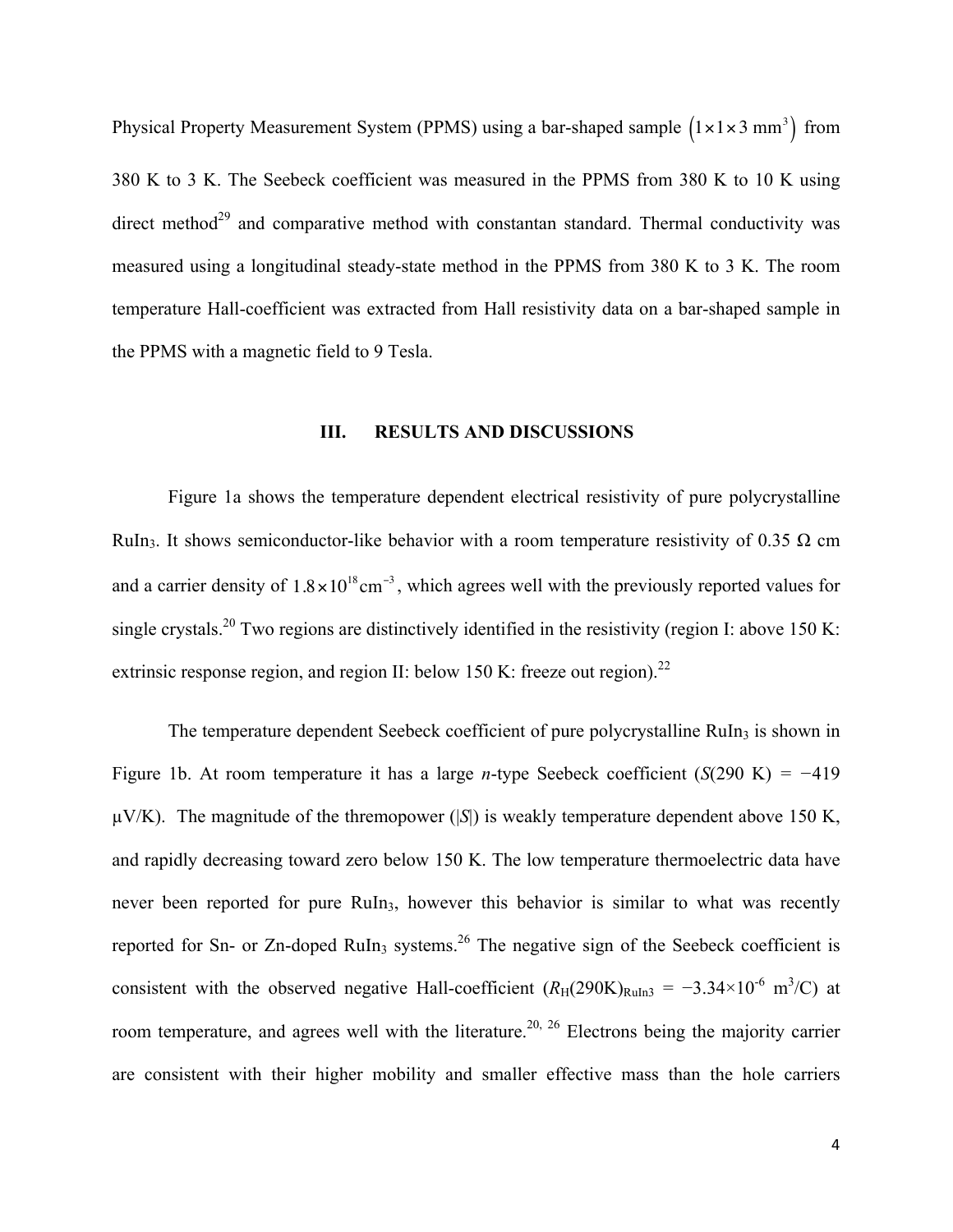Physical Property Measurement System (PPMS) using a bar-shaped sample $\left(1\times1\times3\ \text{mm}^3\right)$ from 380 K to 3 K. The Seebeck coefficient was measured in the PPMS from 380 K to 10 K using direct method[29] and comparative method with constantan standard. Thermal conductivity was measured using a longitudinal steady-state method in the PPMS from 380 K to 3 K. The room temperature Hall-coefficient was extracted from Hall resistivity data on a bar-shaped sample in the PPMS with a magnetic field to 9 Tesla.

## III. RESULTS AND DISCUSSIONS

Figure 1a shows the temperature dependent electrical resistivity of pure polycrystalline $RuIn_3$. It shows semiconductor-like behavior with a room temperature resistivity of 0.35 Ω cm and a carrier density of $1.8\times10^{18}\text{cm}^{-3}$, which agrees well with the previously reported values for single crystals.[20] Two regions are distinctively identified in the resistivity (region I: above 150 K: extrinsic response region, and region II: below 150 K: freeze out region).[22]

The temperature dependent Seebeck coefficient of pure polycrystalline $RuIn_3$ is shown in Figure 1b. At room temperature it has a large *n*-type Seebeck coefficient ($S$(290 K) = −419 μV/K). The magnitude of the thremopower ($|S|$) is weakly temperature dependent above 150 K, and rapidly decreasing toward zero below 150 K. The low temperature thermoelectric data have never been reported for pure $RuIn_3$, however this behavior is similar to what was recently reported for Sn- or Zn-doped $RuIn_3$ systems.[26] The negative sign of the Seebeck coefficient is consistent with the observed negative Hall-coefficient ($R_H(290\text{K})_{RuIn3} = -3.34\times10^{-6}$ $\text{m}^3$/C) at room temperature, and agrees well with the literature.[20, 26] Electrons being the majority carrier are consistent with their higher mobility and smaller effective mass than the hole carriers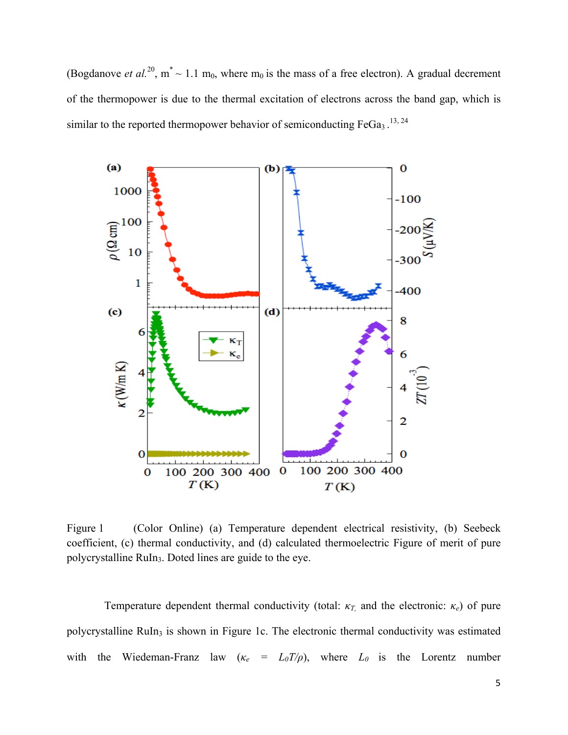(Bogdanove *et al.*[20], $m^* \sim 1.1\ m_0$, where $m_0$ is the mass of a free electron). A gradual decrement of the thermopower is due to the thermal excitation of electrons across the band gap, which is similar to the reported thermopower behavior of semiconducting $FeGa_3$.[13, 24]

Figure 1 (Color Online) (a) Temperature dependent electrical resistivity, (b) Seebeck coefficient, (c) thermal conductivity, and (d) calculated thermoelectric Figure of merit of pure polycrystalline $RuIn_3$. Doted lines are guide to the eye.

Temperature dependent thermal conductivity (total: $\kappa_T$, and the electronic: $\kappa_e$) of pure polycrystalline $RuIn_3$ is shown in Figure 1c. The electronic thermal conductivity was estimated with the Wiedeman-Franz law ($\kappa_e = L_0T/\rho$), where $L_0$ is the Lorentz number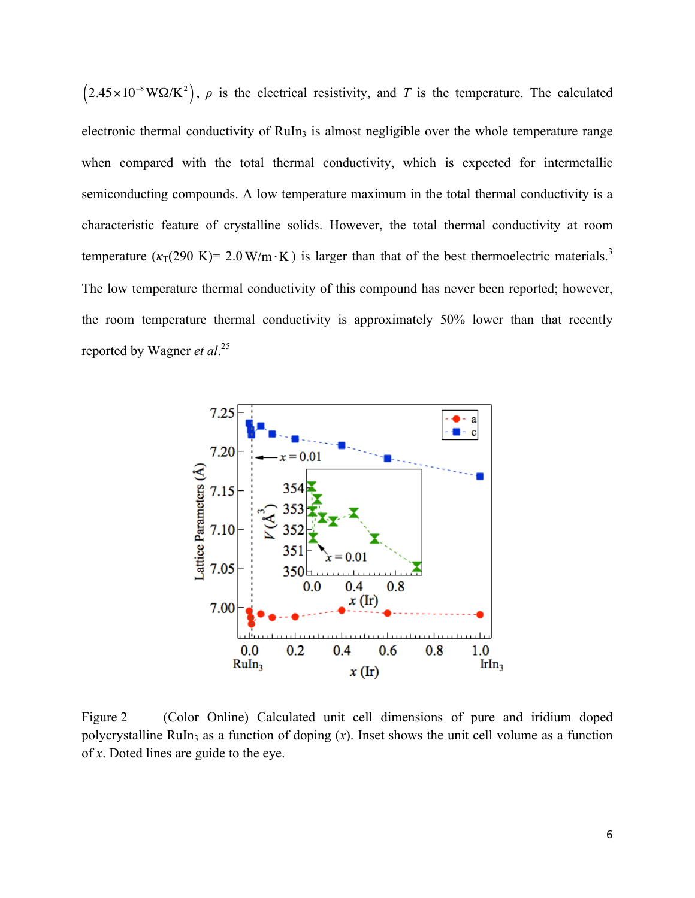$(2.45\times10^{-8}\,\mathrm{W\Omega/K^2})$, $\rho$ is the electrical resistivity, and $T$ is the temperature. The calculated electronic thermal conductivity of $RuIn_3$ is almost negligible over the whole temperature range when compared with the total thermal conductivity, which is expected for intermetallic semiconducting compounds. A low temperature maximum in the total thermal conductivity is a characteristic feature of crystalline solids. However, the total thermal conductivity at room temperature ($\kappa_T$(290 K)= $2.0\,\mathrm{W/m\cdot K}$) is larger than that of the best thermoelectric materials.[3] The low temperature thermal conductivity of this compound has never been reported; however, the room temperature thermal conductivity is approximately 50% lower than that recently reported by Wagner *et al*.[25]

Figure 2 (Color Online) Calculated unit cell dimensions of pure and iridium doped polycrystalline $RuIn_3$ as a function of doping ($x$). Inset shows the unit cell volume as a function of $x$. Doted lines are guide to the eye.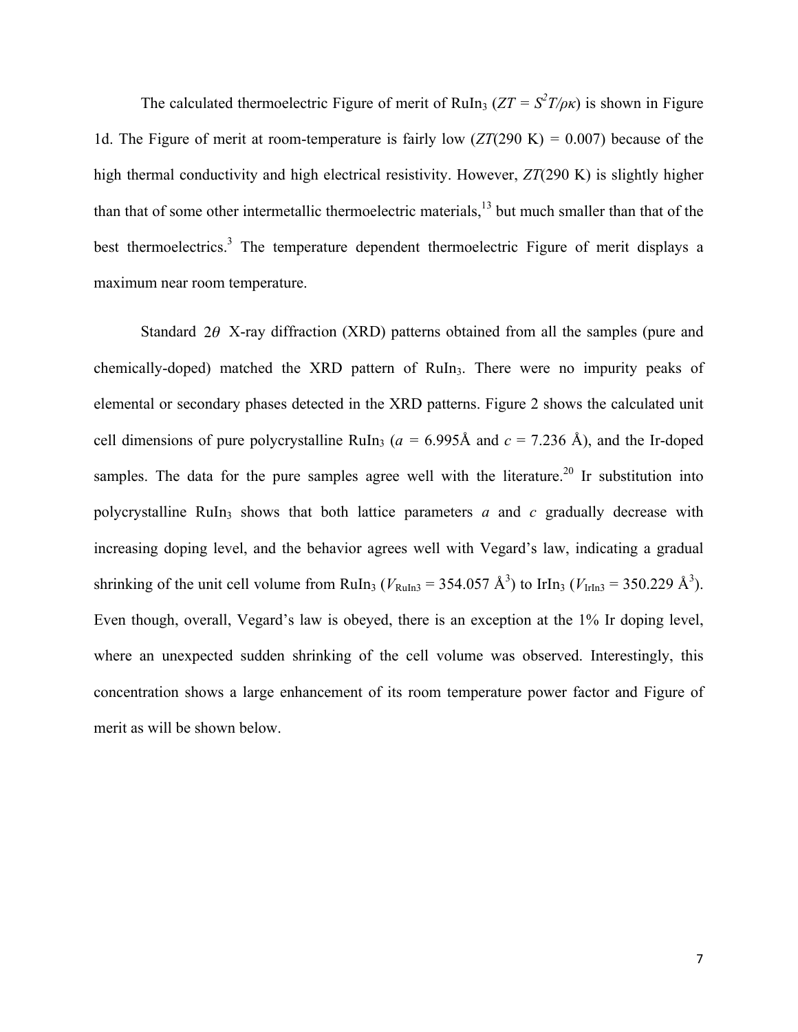The calculated thermoelectric Figure of merit of $RuIn_3$ ($ZT = S^2T/\rho\kappa$) is shown in Figure 1d. The Figure of merit at room-temperature is fairly low ($ZT$(290 K) = 0.007) because of the high thermal conductivity and high electrical resistivity. However, $ZT$(290 K) is slightly higher than that of some other intermetallic thermoelectric materials,[13] but much smaller than that of the best thermoelectrics.[3] The temperature dependent thermoelectric Figure of merit displays a maximum near room temperature.

Standard $2\theta$ X-ray diffraction (XRD) patterns obtained from all the samples (pure and chemically-doped) matched the XRD pattern of $RuIn_3$. There were no impurity peaks of elemental or secondary phases detected in the XRD patterns. Figure 2 shows the calculated unit cell dimensions of pure polycrystalline $RuIn_3$ ($a$ = 6.995Å and $c$ = 7.236 Å), and the Ir-doped samples. The data for the pure samples agree well with the literature.[20] Ir substitution into polycrystalline $RuIn_3$ shows that both lattice parameters $a$ and $c$ gradually decrease with increasing doping level, and the behavior agrees well with Vegard's law, indicating a gradual shrinking of the unit cell volume from $RuIn_3$ ($V_{RuIn3}$ = 354.057 Å$^3$) to $IrIn_3$ ($V_{IrIn3}$ = 350.229 Å$^3$). Even though, overall, Vegard's law is obeyed, there is an exception at the 1% Ir doping level, where an unexpected sudden shrinking of the cell volume was observed. Interestingly, this concentration shows a large enhancement of its room temperature power factor and Figure of merit as will be shown below.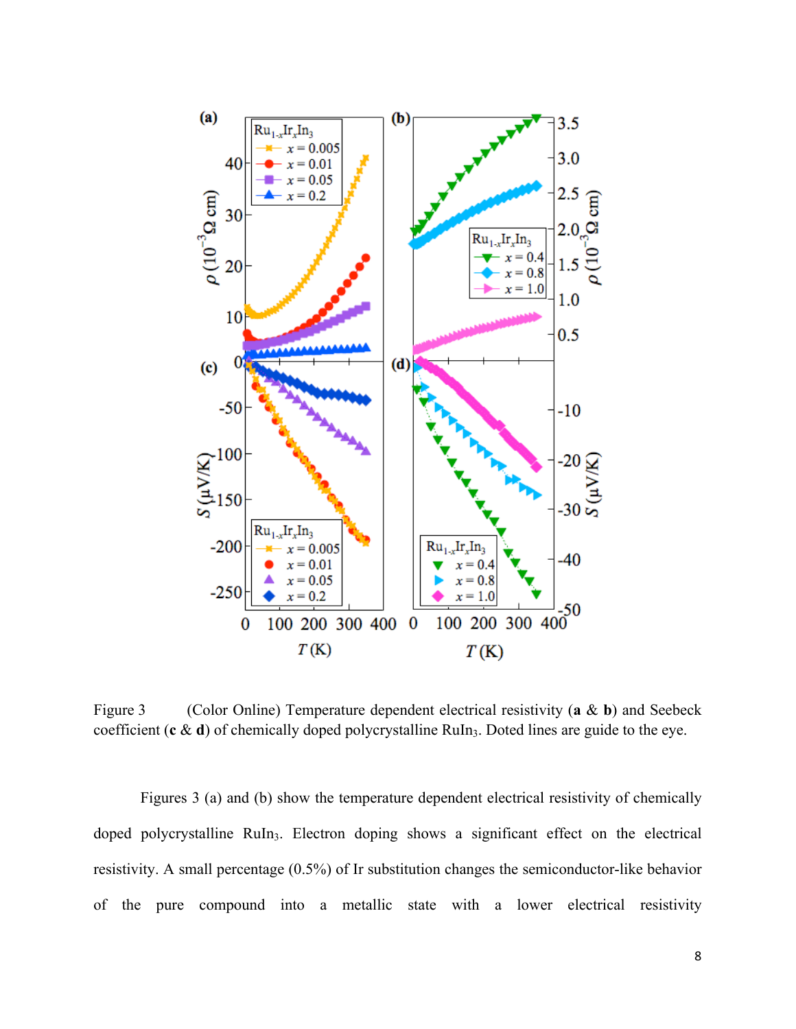Figure 3 (Color Online) Temperature dependent electrical resistivity (**a** & **b**) and Seebeck coefficient (**c** & **d**) of chemically doped polycrystalline $RuIn_3$. Doted lines are guide to the eye.

Figures 3 (a) and (b) show the temperature dependent electrical resistivity of chemically doped polycrystalline $RuIn_3$. Electron doping shows a significant effect on the electrical resistivity. A small percentage (0.5%) of Ir substitution changes the semiconductor-like behavior of the pure compound into a metallic state with a lower electrical resistivity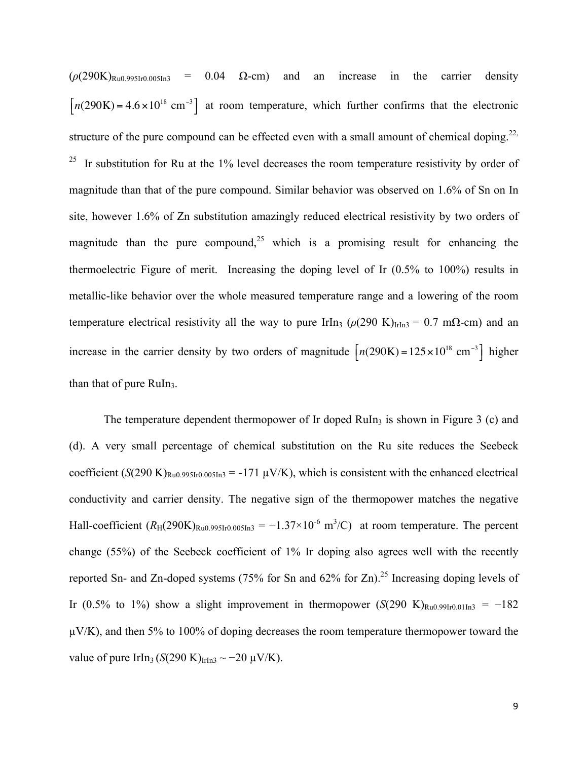($\rho$(290K)$_{Ru0.995Ir0.005In3}$ = 0.04 Ω-cm) and an increase in the carrier density $\left[n(290\text{K}) = 4.6\times10^{18}\ \text{cm}^{-3}\right]$ at room temperature, which further confirms that the electronic structure of the pure compound can be effected even with a small amount of chemical doping.[22, 25] Ir substitution for Ru at the 1% level decreases the room temperature resistivity by order of magnitude than that of the pure compound. Similar behavior was observed on 1.6% of Sn on In site, however 1.6% of Zn substitution amazingly reduced electrical resistivity by two orders of magnitude than the pure compound,[25] which is a promising result for enhancing the thermoelectric Figure of merit. Increasing the doping level of Ir (0.5% to 100%) results in metallic-like behavior over the whole measured temperature range and a lowering of the room temperature electrical resistivity all the way to pure $IrIn_3$ ($\rho$(290 K)$_{IrIn3}$ = 0.7 mΩ-cm) and an increase in the carrier density by two orders of magnitude $\left[n(290\text{K}) = 125\times10^{18}\ \text{cm}^{-3}\right]$ higher than that of pure $RuIn_3$.

The temperature dependent thermopower of Ir doped $RuIn_3$ is shown in Figure 3 (c) and (d). A very small percentage of chemical substitution on the Ru site reduces the Seebeck coefficient ($S$(290 K)$_{Ru0.995Ir0.005In3}$ = -171 μV/K), which is consistent with the enhanced electrical conductivity and carrier density. The negative sign of the thermopower matches the negative Hall-coefficient ($R_H$(290K)$_{Ru0.995Ir0.005In3}$ = $-1.37\times10^{-6}$ m$^3$/C) at room temperature. The percent change (55%) of the Seebeck coefficient of 1% Ir doping also agrees well with the recently reported Sn- and Zn-doped systems (75% for Sn and 62% for Zn).[25] Increasing doping levels of Ir (0.5% to 1%) show a slight improvement in thermopower ($S$(290 K)$_{Ru0.99Ir0.01In3}$ = −182 μV/K), and then 5% to 100% of doping decreases the room temperature thermopower toward the value of pure $IrIn_3$ ($S$(290 K)$_{IrIn3}$ ~ −20 μV/K).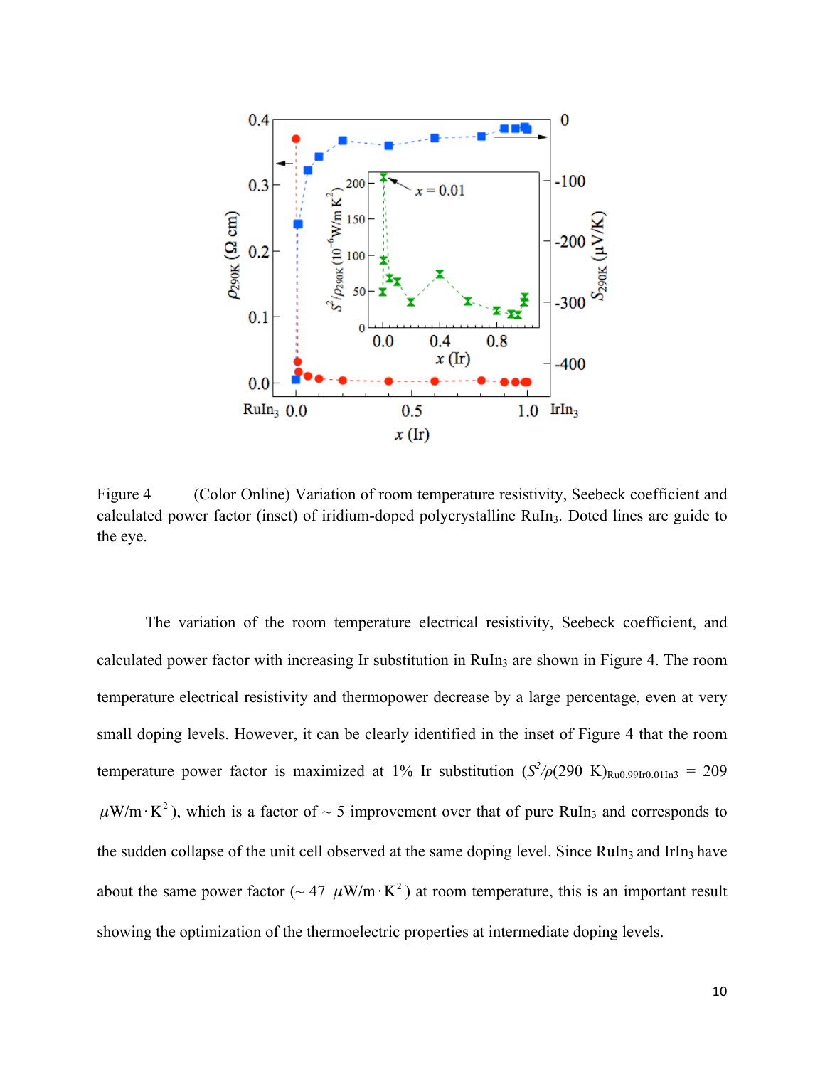Figure 4 (Color Online) Variation of room temperature resistivity, Seebeck coefficient and calculated power factor (inset) of iridium-doped polycrystalline $RuIn_3$. Doted lines are guide to the eye.

The variation of the room temperature electrical resistivity, Seebeck coefficient, and calculated power factor with increasing Ir substitution in $RuIn_3$ are shown in Figure 4. The room temperature electrical resistivity and thermopower decrease by a large percentage, even at very small doping levels. However, it can be clearly identified in the inset of Figure 4 that the room temperature power factor is maximized at 1% Ir substitution ($S^2/\rho(290\text{ K})_{Ru0.99Ir0.01In3}$ = 209 $\mu\text{W/m}\cdot\text{K}^2$), which is a factor of ~ 5 improvement over that of pure $RuIn_3$ and corresponds to the sudden collapse of the unit cell observed at the same doping level. Since $RuIn_3$ and $IrIn_3$ have about the same power factor (~ 47 $\mu\text{W/m}\cdot\text{K}^2$) at room temperature, this is an important result showing the optimization of the thermoelectric properties at intermediate doping levels.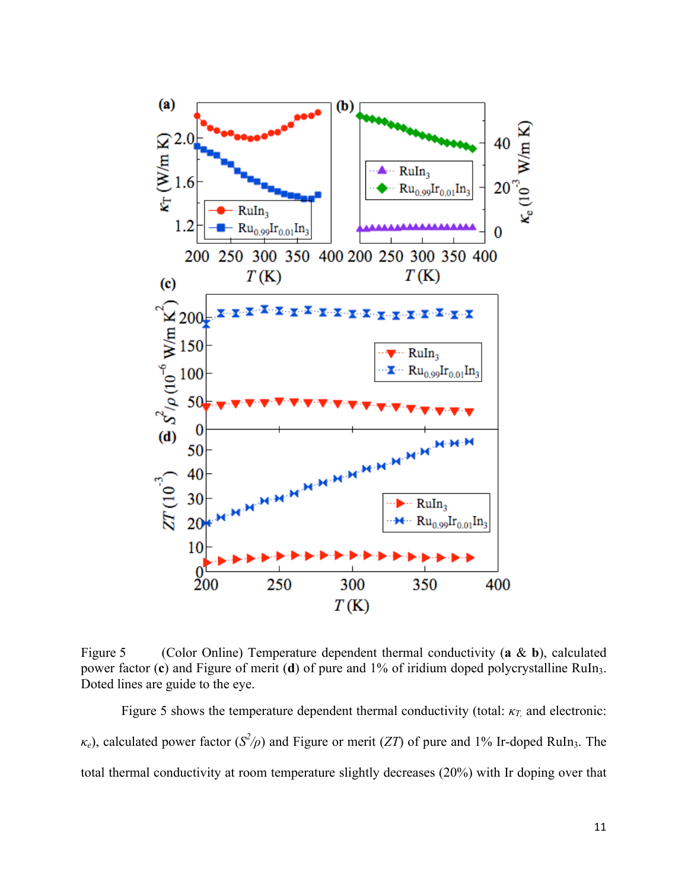Figure 5 (Color Online) Temperature dependent thermal conductivity (**a** & **b**), calculated power factor (**c**) and Figure of merit (**d**) of pure and 1% of iridium doped polycrystalline $RuIn_3$. Doted lines are guide to the eye.

Figure 5 shows the temperature dependent thermal conductivity (total: $\kappa_T$, and electronic: $\kappa_e$), calculated power factor ($S^2/\rho$) and Figure or merit ($ZT$) of pure and 1% Ir-doped $RuIn_3$. The total thermal conductivity at room temperature slightly decreases (20%) with Ir doping over that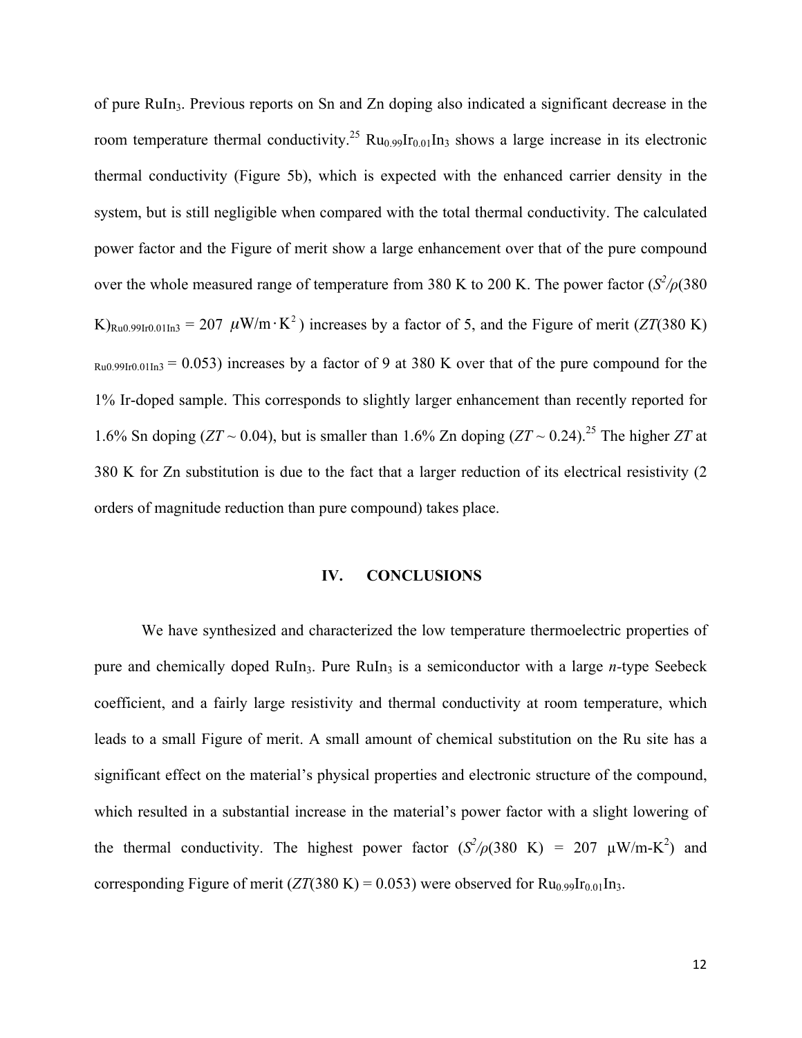of pure $RuIn_3$. Previous reports on Sn and Zn doping also indicated a significant decrease in the room temperature thermal conductivity.[25] $Ru_{0.99}Ir_{0.01}In_3$ shows a large increase in its electronic thermal conductivity (Figure 5b), which is expected with the enhanced carrier density in the system, but is still negligible when compared with the total thermal conductivity. The calculated power factor and the Figure of merit show a large enhancement over that of the pure compound over the whole measured range of temperature from 380 K to 200 K. The power factor ($S^2/\rho(380\ \mathrm{K})_{Ru0.99Ir0.01In3} = 207\ \mu\mathrm{W/m \cdot K^2}$) increases by a factor of 5, and the Figure of merit ($ZT(380\ \mathrm{K})_{Ru0.99Ir0.01In3} = 0.053$) increases by a factor of 9 at 380 K over that of the pure compound for the 1% Ir-doped sample. This corresponds to slightly larger enhancement than recently reported for 1.6% Sn doping ($ZT \sim 0.04$), but is smaller than 1.6% Zn doping ($ZT \sim 0.24$).[25] The higher $ZT$ at 380 K for Zn substitution is due to the fact that a larger reduction of its electrical resistivity (2 orders of magnitude reduction than pure compound) takes place.

## IV. CONCLUSIONS

We have synthesized and characterized the low temperature thermoelectric properties of pure and chemically doped $RuIn_3$. Pure $RuIn_3$ is a semiconductor with a large *n*-type Seebeck coefficient, and a fairly large resistivity and thermal conductivity at room temperature, which leads to a small Figure of merit. A small amount of chemical substitution on the Ru site has a significant effect on the material's physical properties and electronic structure of the compound, which resulted in a substantial increase in the material's power factor with a slight lowering of the thermal conductivity. The highest power factor ($S^2/\rho(380\ \mathrm{K}) = 207\ \mu\mathrm{W/m\text{-}K^2}$) and corresponding Figure of merit ($ZT(380\ \mathrm{K}) = 0.053$) were observed for $Ru_{0.99}Ir_{0.01}In_3$.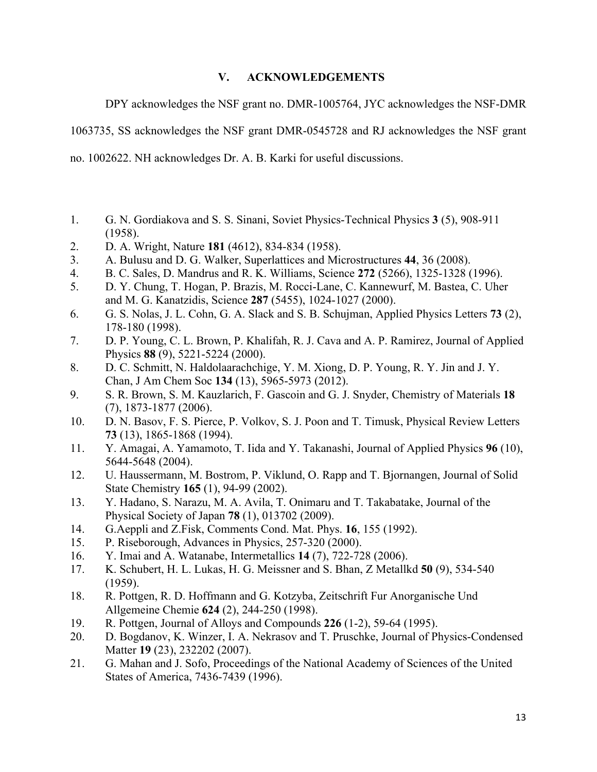## V. ACKNOWLEDGEMENTS

DPY acknowledges the NSF grant no. DMR-1005764, JYC acknowledges the NSF-DMR 1063735, SS acknowledges the NSF grant DMR-0545728 and RJ acknowledges the NSF grant no. 1002622. NH acknowledges Dr. A. B. Karki for useful discussions.

1. G. N. Gordiakova and S. S. Sinani, Soviet Physics-Technical Physics **3** (5), 908-911 (1958).
2. D. A. Wright, Nature **181** (4612), 834-834 (1958).
3. A. Bulusu and D. G. Walker, Superlattices and Microstructures **44**, 36 (2008).
4. B. C. Sales, D. Mandrus and R. K. Williams, Science **272** (5266), 1325-1328 (1996).
5. D. Y. Chung, T. Hogan, P. Brazis, M. Rocci-Lane, C. Kannewurf, M. Bastea, C. Uher and M. G. Kanatzidis, Science **287** (5455), 1024-1027 (2000).
6. G. S. Nolas, J. L. Cohn, G. A. Slack and S. B. Schujman, Applied Physics Letters **73** (2), 178-180 (1998).
7. D. P. Young, C. L. Brown, P. Khalifah, R. J. Cava and A. P. Ramirez, Journal of Applied Physics **88** (9), 5221-5224 (2000).
8. D. C. Schmitt, N. Haldolaarachchige, Y. M. Xiong, D. P. Young, R. Y. Jin and J. Y. Chan, J Am Chem Soc **134** (13), 5965-5973 (2012).
9. S. R. Brown, S. M. Kauzlarich, F. Gascoin and G. J. Snyder, Chemistry of Materials **18** (7), 1873-1877 (2006).
10. D. N. Basov, F. S. Pierce, P. Volkov, S. J. Poon and T. Timusk, Physical Review Letters **73** (13), 1865-1868 (1994).
11. Y. Amagai, A. Yamamoto, T. Iida and Y. Takanashi, Journal of Applied Physics **96** (10), 5644-5648 (2004).
12. U. Haussermann, M. Bostrom, P. Viklund, O. Rapp and T. Bjornangen, Journal of Solid State Chemistry **165** (1), 94-99 (2002).
13. Y. Hadano, S. Narazu, M. A. Avila, T. Onimaru and T. Takabatake, Journal of the Physical Society of Japan **78** (1), 013702 (2009).
14. G.Aeppli and Z.Fisk, Comments Cond. Mat. Phys. **16**, 155 (1992).
15. P. Riseborough, Advances in Physics, 257-320 (2000).
16. Y. Imai and A. Watanabe, Intermetallics **14** (7), 722-728 (2006).
17. K. Schubert, H. L. Lukas, H. G. Meissner and S. Bhan, Z Metallkd **50** (9), 534-540 (1959).
18. R. Pottgen, R. D. Hoffmann and G. Kotzyba, Zeitschrift Fur Anorganische Und Allgemeine Chemie **624** (2), 244-250 (1998).
19. R. Pottgen, Journal of Alloys and Compounds **226** (1-2), 59-64 (1995).
20. D. Bogdanov, K. Winzer, I. A. Nekrasov and T. Pruschke, Journal of Physics-Condensed Matter **19** (23), 232202 (2007).
21. G. Mahan and J. Sofo, Proceedings of the National Academy of Sciences of the United States of America, 7436-7439 (1996).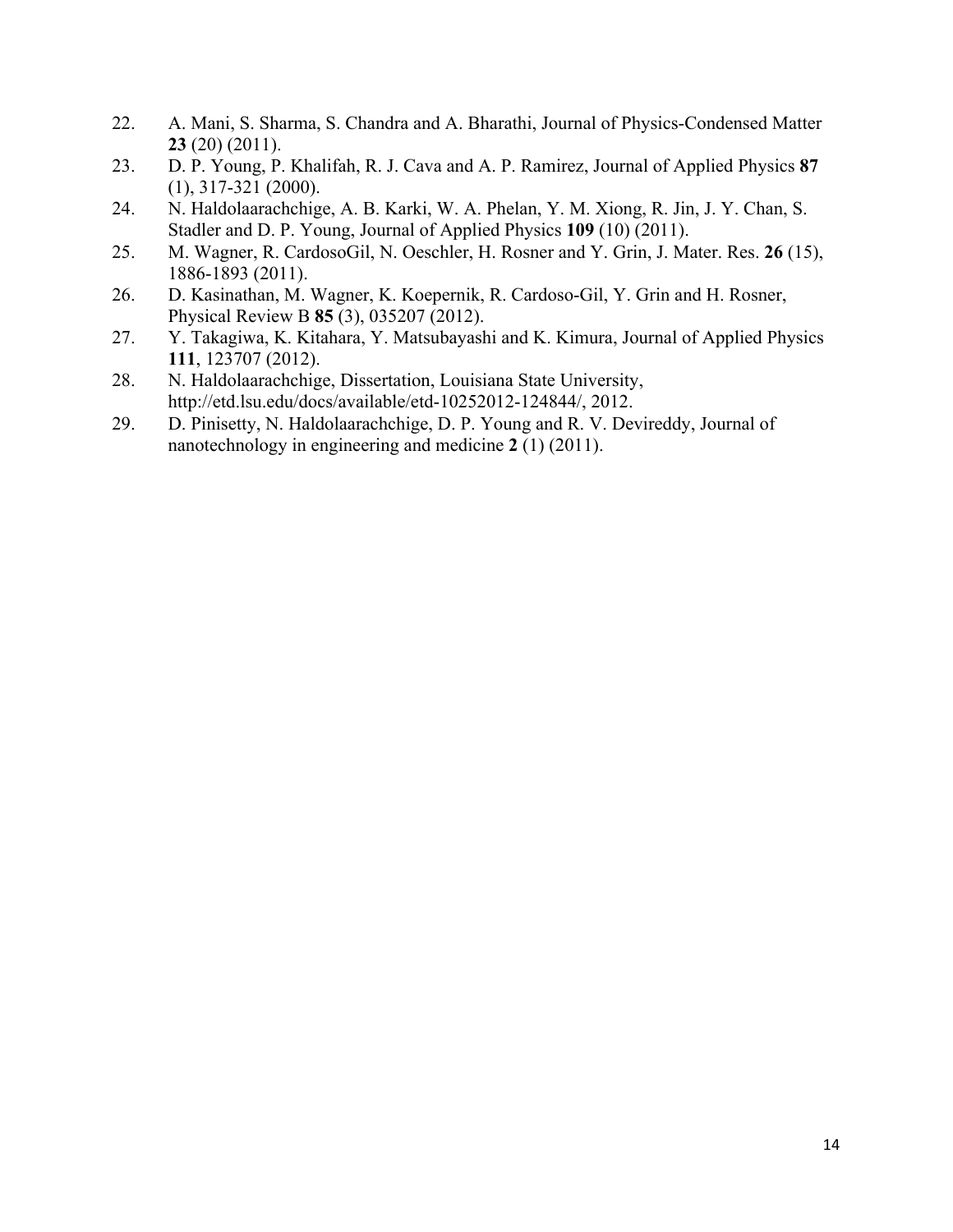22. A. Mani, S. Sharma, S. Chandra and A. Bharathi, Journal of Physics-Condensed Matter **23** (20) (2011).
23. D. P. Young, P. Khalifah, R. J. Cava and A. P. Ramirez, Journal of Applied Physics **87** (1), 317-321 (2000).
24. N. Haldolaarachchige, A. B. Karki, W. A. Phelan, Y. M. Xiong, R. Jin, J. Y. Chan, S. Stadler and D. P. Young, Journal of Applied Physics **109** (10) (2011).
25. M. Wagner, R. CardosoGil, N. Oeschler, H. Rosner and Y. Grin, J. Mater. Res. **26** (15), 1886-1893 (2011).
26. D. Kasinathan, M. Wagner, K. Koepernik, R. Cardoso-Gil, Y. Grin and H. Rosner, Physical Review B **85** (3), 035207 (2012).
27. Y. Takagiwa, K. Kitahara, Y. Matsubayashi and K. Kimura, Journal of Applied Physics **111**, 123707 (2012).
28. N. Haldolaarachchige, Dissertation, Louisiana State University, http://etd.lsu.edu/docs/available/etd-10252012-124844/, 2012.
29. D. Pinisetty, N. Haldolaarachchige, D. P. Young and R. V. Devireddy, Journal of nanotechnology in engineering and medicine **2** (1) (2011).